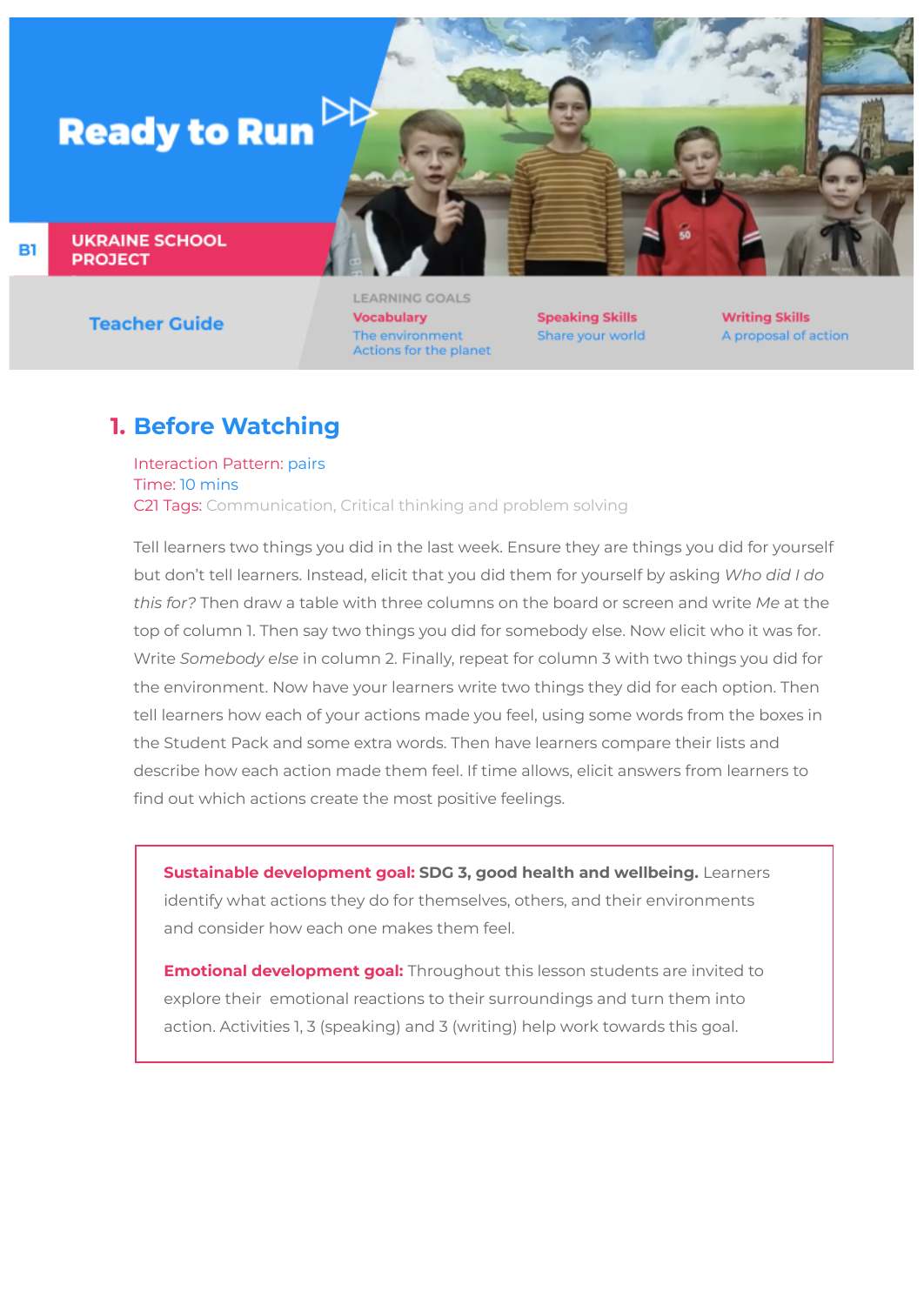# Ready to Run

B1

**UKRAINE SCHOOL PROJECT**

**Teacher Guide**

LEARNING GOALS

| Vocabulary | Speaking Skills | Writing Skills |
| --- | --- | --- |
| The environment<br>Actions for the planet | Share your world | A proposal of action |

## 1. Before Watching

Interaction Pattern: pairs
Time: 10 mins
C21 Tags: Communication, Critical thinking and problem solving

Tell learners two things you did in the last week. Ensure they are things you did for yourself but don't tell learners. Instead, elicit that you did them for yourself by asking *Who did I do this for?* Then draw a table with three columns on the board or screen and write *Me* at the top of column 1. Then say two things you did for somebody else. Now elicit who it was for. Write *Somebody else* in column 2. Finally, repeat for column 3 with two things you did for the environment. Now have your learners write two things they did for each option. Then tell learners how each of your actions made you feel, using some words from the boxes in the Student Pack and some extra words. Then have learners compare their lists and describe how each action made them feel. If time allows, elicit answers from learners to find out which actions create the most positive feelings.

**Sustainable development goal: SDG 3, good health and wellbeing.** Learners identify what actions they do for themselves, others, and their environments and consider how each one makes them feel.

**Emotional development goal:** Throughout this lesson students are invited to explore their emotional reactions to their surroundings and turn them into action. Activities 1, 3 (speaking) and 3 (writing) help work towards this goal.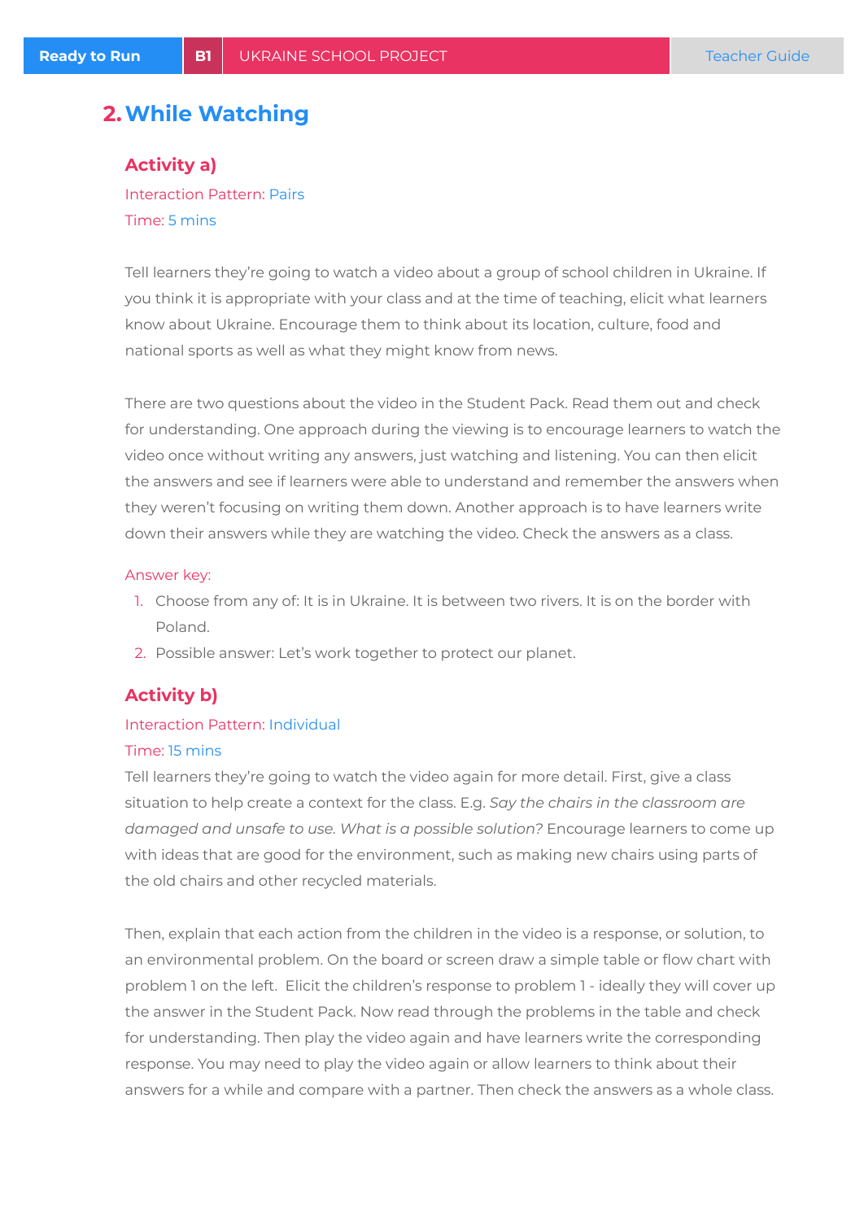## 2. While Watching

### Activity a)

Interaction Pattern: Pairs

Time: 5 mins

Tell learners they're going to watch a video about a group of school children in Ukraine. If you think it is appropriate with your class and at the time of teaching, elicit what learners know about Ukraine. Encourage them to think about its location, culture, food and national sports as well as what they might know from news.

There are two questions about the video in the Student Pack. Read them out and check for understanding. One approach during the viewing is to encourage learners to watch the video once without writing any answers, just watching and listening. You can then elicit the answers and see if learners were able to understand and remember the answers when they weren't focusing on writing them down. Another approach is to have learners write down their answers while they are watching the video. Check the answers as a class.

Answer key:

1. Choose from any of: It is in Ukraine. It is between two rivers. It is on the border with Poland.
2. Possible answer: Let's work together to protect our planet.

### Activity b)

Interaction Pattern: Individual

Time: 15 mins

Tell learners they're going to watch the video again for more detail. First, give a class situation to help create a context for the class. E.g. *Say the chairs in the classroom are damaged and unsafe to use. What is a possible solution?* Encourage learners to come up with ideas that are good for the environment, such as making new chairs using parts of the old chairs and other recycled materials.

Then, explain that each action from the children in the video is a response, or solution, to an environmental problem. On the board or screen draw a simple table or flow chart with problem 1 on the left. Elicit the children's response to problem 1 - ideally they will cover up the answer in the Student Pack. Now read through the problems in the table and check for understanding. Then play the video again and have learners write the corresponding response. You may need to play the video again or allow learners to think about their answers for a while and compare with a partner. Then check the answers as a whole class.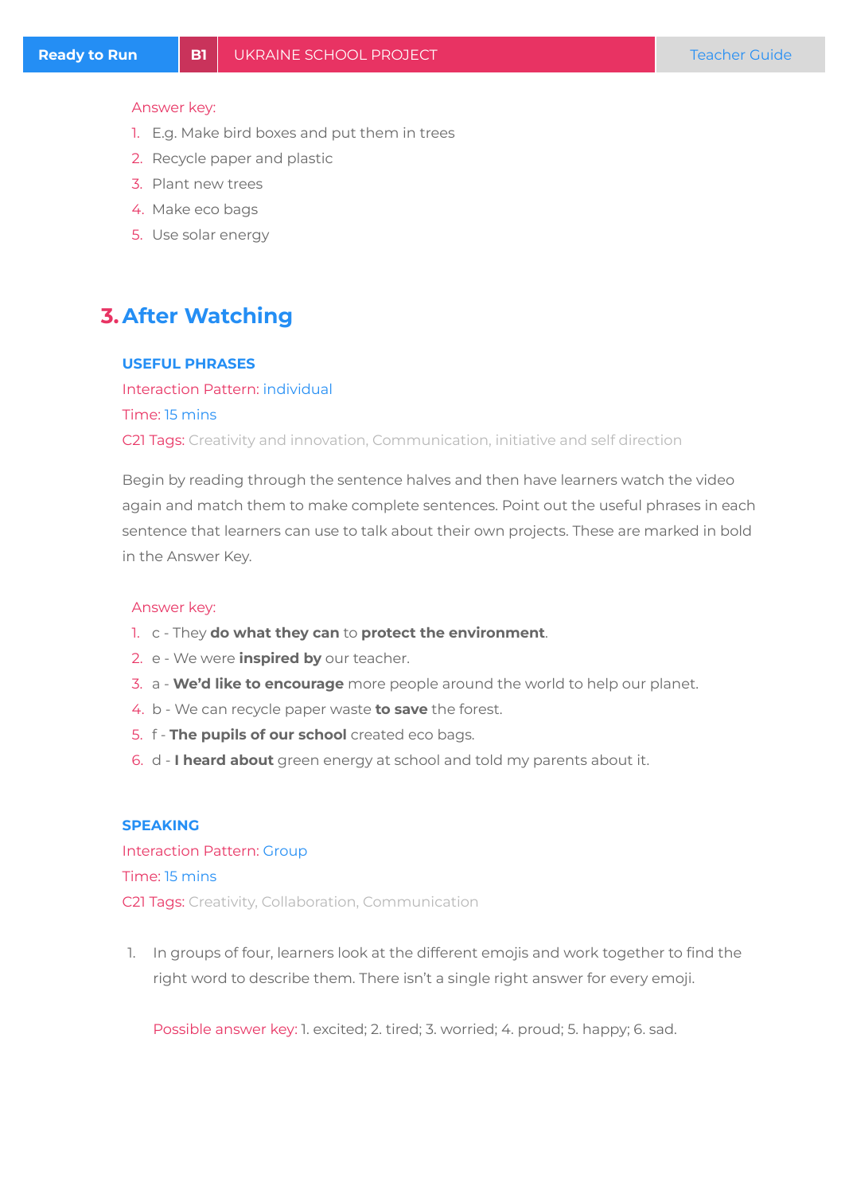Answer key:

1. E.g. Make bird boxes and put them in trees
2. Recycle paper and plastic
3. Plant new trees
4. Make eco bags
5. Use solar energy

## 3. After Watching

### USEFUL PHRASES

Interaction Pattern: individual

Time: 15 mins

C21 Tags: Creativity and innovation, Communication, initiative and self direction

Begin by reading through the sentence halves and then have learners watch the video again and match them to make complete sentences. Point out the useful phrases in each sentence that learners can use to talk about their own projects. These are marked in bold in the Answer Key.

Answer key:

1. c - They **do what they can** to **protect the environment**.
2. e - We were **inspired by** our teacher.
3. a - **We'd like to encourage** more people around the world to help our planet.
4. b - We can recycle paper waste **to save** the forest.
5. f - **The pupils of our school** created eco bags.
6. d - **I heard about** green energy at school and told my parents about it.

### SPEAKING

Interaction Pattern: Group

Time: 15 mins

C21 Tags: Creativity, Collaboration, Communication

1. In groups of four, learners look at the different emojis and work together to find the right word to describe them. There isn't a single right answer for every emoji.

   Possible answer key: 1. excited; 2. tired; 3. worried; 4. proud; 5. happy; 6. sad.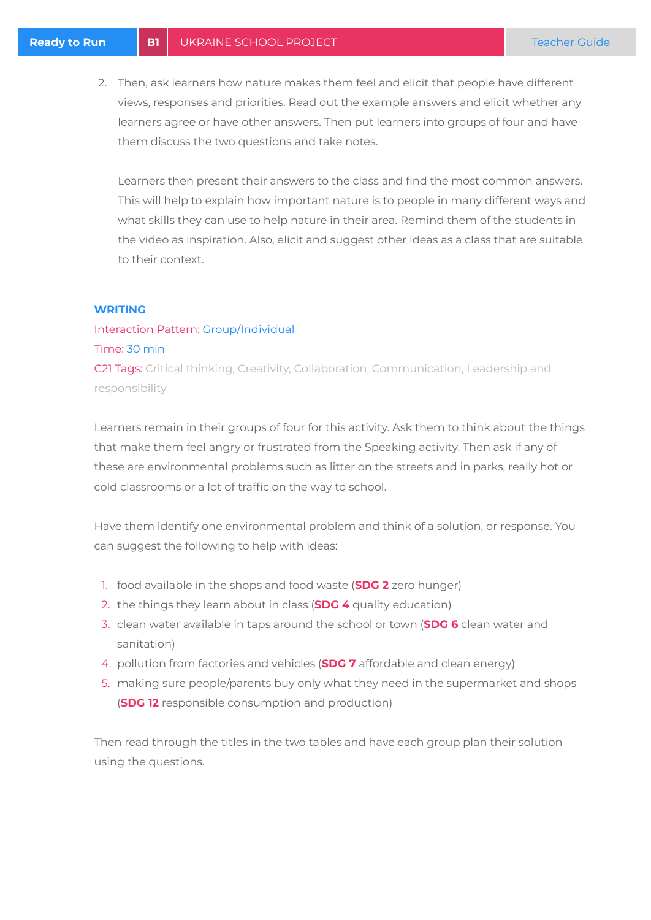2. Then, ask learners how nature makes them feel and elicit that people have different views, responses and priorities. Read out the example answers and elicit whether any learners agree or have other answers. Then put learners into groups of four and have them discuss the two questions and take notes.

   Learners then present their answers to the class and find the most common answers. This will help to explain how important nature is to people in many different ways and what skills they can use to help nature in their area. Remind them of the students in the video as inspiration. Also, elicit and suggest other ideas as a class that are suitable to their context.

### WRITING

Interaction Pattern: Group/Individual
Time: 30 min
C21 Tags: Critical thinking, Creativity, Collaboration, Communication, Leadership and responsibility

Learners remain in their groups of four for this activity. Ask them to think about the things that make them feel angry or frustrated from the Speaking activity. Then ask if any of these are environmental problems such as litter on the streets and in parks, really hot or cold classrooms or a lot of traffic on the way to school.

Have them identify one environmental problem and think of a solution, or response. You can suggest the following to help with ideas:

1. food available in the shops and food waste (**SDG 2** zero hunger)
2. the things they learn about in class (**SDG 4** quality education)
3. clean water available in taps around the school or town (**SDG 6** clean water and sanitation)
4. pollution from factories and vehicles (**SDG 7** affordable and clean energy)
5. making sure people/parents buy only what they need in the supermarket and shops (**SDG 12** responsible consumption and production)

Then read through the titles in the two tables and have each group plan their solution using the questions.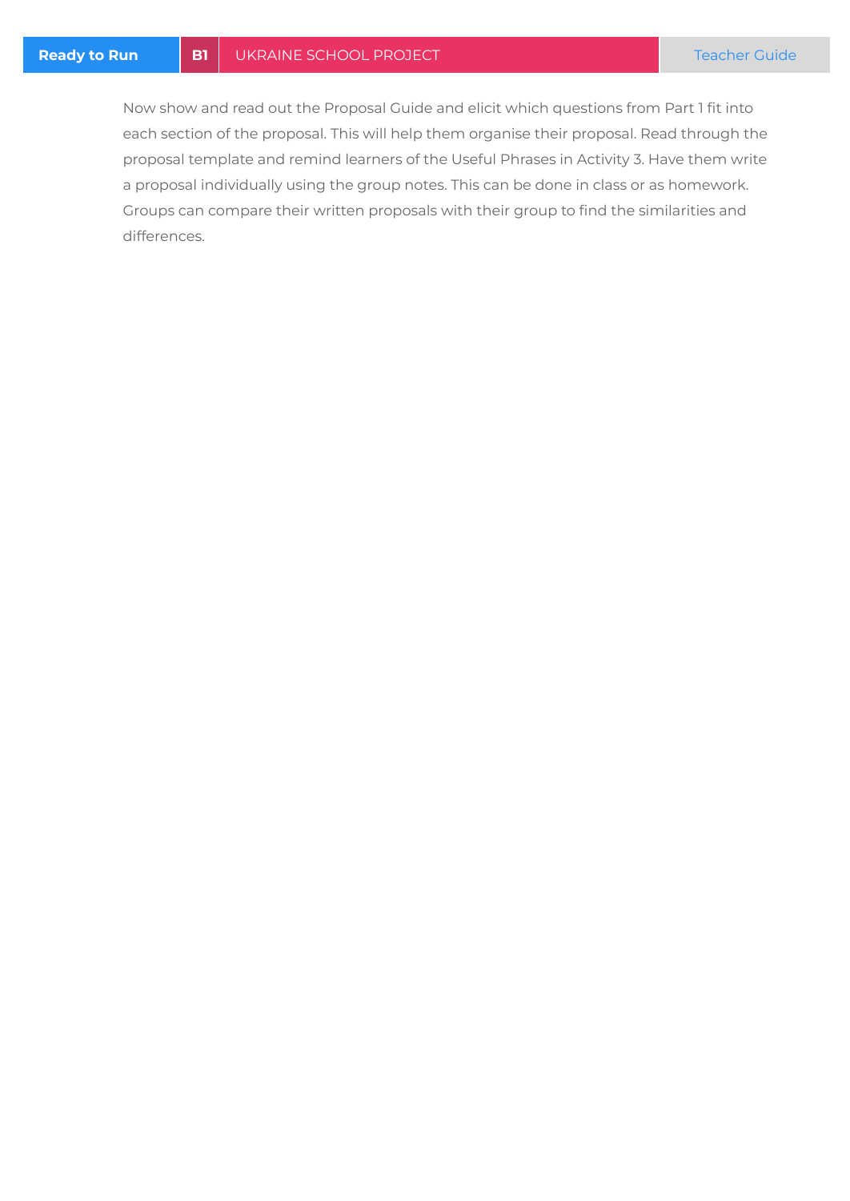Now show and read out the Proposal Guide and elicit which questions from Part 1 fit into each section of the proposal. This will help them organise their proposal. Read through the proposal template and remind learners of the Useful Phrases in Activity 3. Have them write a proposal individually using the group notes. This can be done in class or as homework. Groups can compare their written proposals with their group to find the similarities and differences.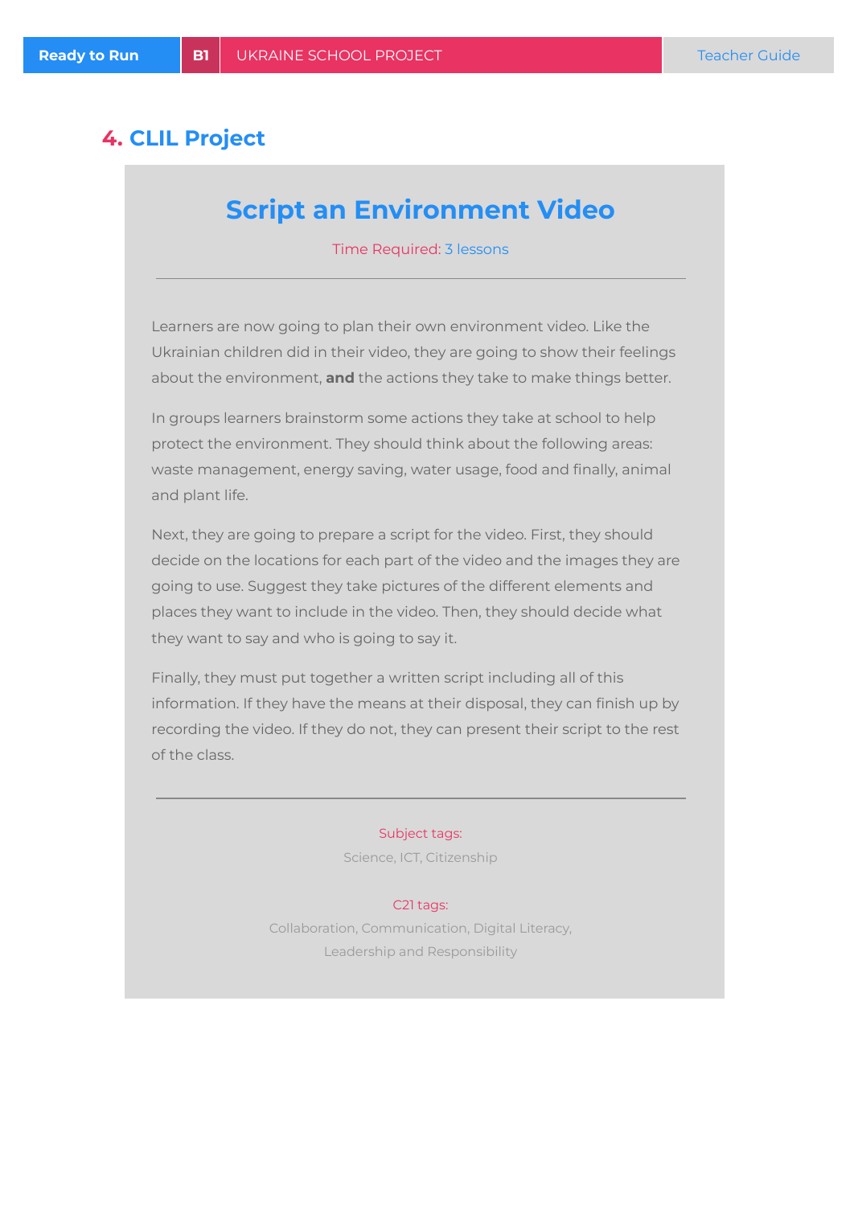## 4. CLIL Project

### Script an Environment Video

Time Required: 3 lessons

---

Learners are now going to plan their own environment video. Like the Ukrainian children did in their video, they are going to show their feelings about the environment, **and** the actions they take to make things better.

In groups learners brainstorm some actions they take at school to help protect the environment. They should think about the following areas: waste management, energy saving, water usage, food and finally, animal and plant life.

Next, they are going to prepare a script for the video. First, they should decide on the locations for each part of the video and the images they are going to use. Suggest they take pictures of the different elements and places they want to include in the video. Then, they should decide what they want to say and who is going to say it.

Finally, they must put together a written script including all of this information. If they have the means at their disposal, they can finish up by recording the video. If they do not, they can present their script to the rest of the class.

---

Subject tags:

Science, ICT, Citizenship

C21 tags:

Collaboration, Communication, Digital Literacy, Leadership and Responsibility